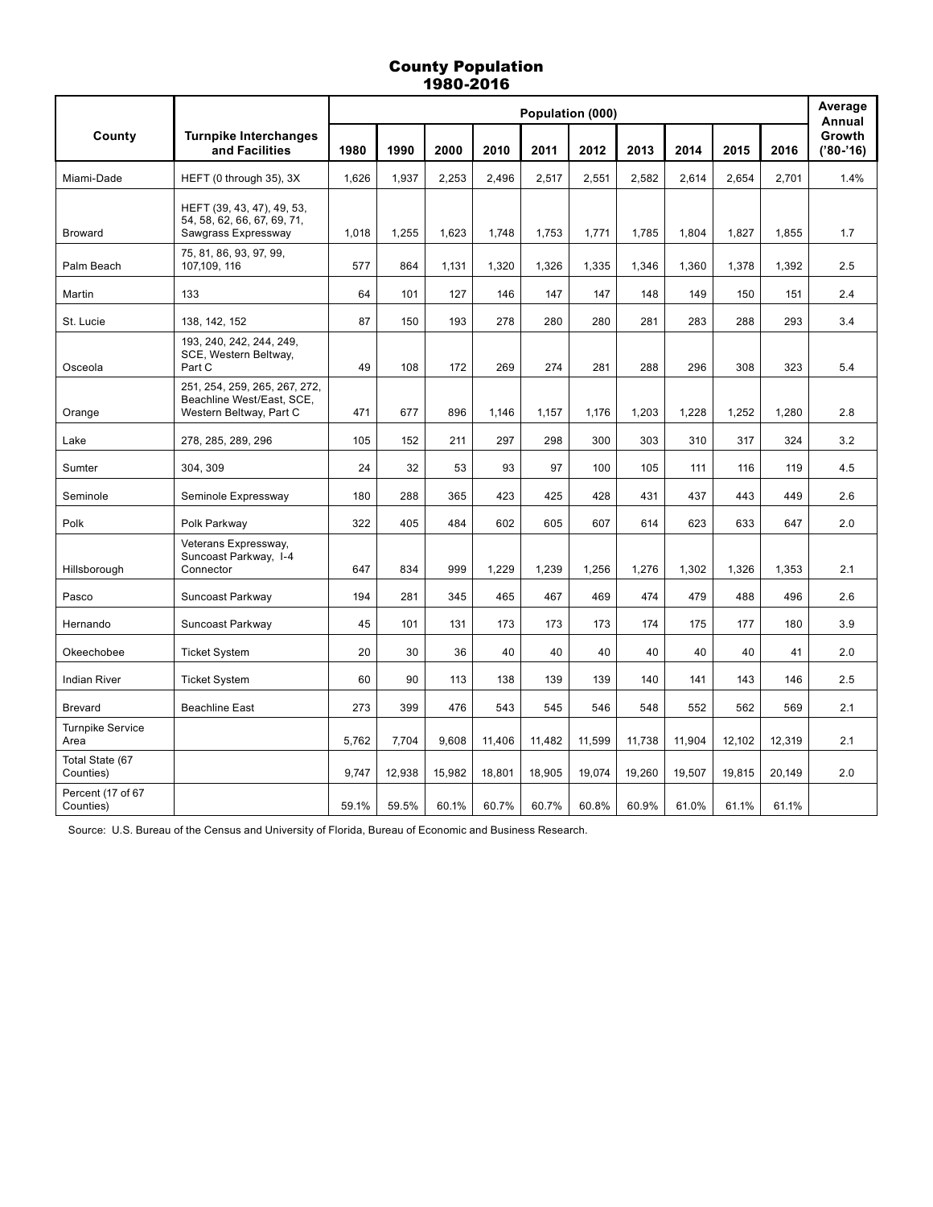# County Population
## 1980-2016

| County | Turnpike Interchanges and Facilities | Population (000) | | | | | | | | | | Average Annual Growth ('80-'16) |
|---|---|---|---|---|---|---|---|---|---|---|---|---|
| | | 1980 | 1990 | 2000 | 2010 | 2011 | 2012 | 2013 | 2014 | 2015 | 2016 | |
| Miami-Dade | HEFT (0 through 35), 3X | 1,626 | 1,937 | 2,253 | 2,496 | 2,517 | 2,551 | 2,582 | 2,614 | 2,654 | 2,701 | 1.4% |
| Broward | HEFT (39, 43, 47), 49, 53, 54, 58, 62, 66, 67, 69, 71, Sawgrass Expressway | 1,018 | 1,255 | 1,623 | 1,748 | 1,753 | 1,771 | 1,785 | 1,804 | 1,827 | 1,855 | 1.7 |
| Palm Beach | 75, 81, 86, 93, 97, 99, 107,109, 116 | 577 | 864 | 1,131 | 1,320 | 1,326 | 1,335 | 1,346 | 1,360 | 1,378 | 1,392 | 2.5 |
| Martin | 133 | 64 | 101 | 127 | 146 | 147 | 147 | 148 | 149 | 150 | 151 | 2.4 |
| St. Lucie | 138, 142, 152 | 87 | 150 | 193 | 278 | 280 | 280 | 281 | 283 | 288 | 293 | 3.4 |
| Osceola | 193, 240, 242, 244, 249, SCE, Western Beltway, Part C | 49 | 108 | 172 | 269 | 274 | 281 | 288 | 296 | 308 | 323 | 5.4 |
| Orange | 251, 254, 259, 265, 267, 272, Beachline West/East, SCE, Western Beltway, Part C | 471 | 677 | 896 | 1,146 | 1,157 | 1,176 | 1,203 | 1,228 | 1,252 | 1,280 | 2.8 |
| Lake | 278, 285, 289, 296 | 105 | 152 | 211 | 297 | 298 | 300 | 303 | 310 | 317 | 324 | 3.2 |
| Sumter | 304, 309 | 24 | 32 | 53 | 93 | 97 | 100 | 105 | 111 | 116 | 119 | 4.5 |
| Seminole | Seminole Expressway | 180 | 288 | 365 | 423 | 425 | 428 | 431 | 437 | 443 | 449 | 2.6 |
| Polk | Polk Parkway | 322 | 405 | 484 | 602 | 605 | 607 | 614 | 623 | 633 | 647 | 2.0 |
| Hillsborough | Veterans Expressway, Suncoast Parkway, I-4 Connector | 647 | 834 | 999 | 1,229 | 1,239 | 1,256 | 1,276 | 1,302 | 1,326 | 1,353 | 2.1 |
| Pasco | Suncoast Parkway | 194 | 281 | 345 | 465 | 467 | 469 | 474 | 479 | 488 | 496 | 2.6 |
| Hernando | Suncoast Parkway | 45 | 101 | 131 | 173 | 173 | 173 | 174 | 175 | 177 | 180 | 3.9 |
| Okeechobee | Ticket System | 20 | 30 | 36 | 40 | 40 | 40 | 40 | 40 | 40 | 41 | 2.0 |
| Indian River | Ticket System | 60 | 90 | 113 | 138 | 139 | 139 | 140 | 141 | 143 | 146 | 2.5 |
| Brevard | Beachline East | 273 | 399 | 476 | 543 | 545 | 546 | 548 | 552 | 562 | 569 | 2.1 |
| Turnpike Service Area | | 5,762 | 7,704 | 9,608 | 11,406 | 11,482 | 11,599 | 11,738 | 11,904 | 12,102 | 12,319 | 2.1 |
| Total State (67 Counties) | | 9,747 | 12,938 | 15,982 | 18,801 | 18,905 | 19,074 | 19,260 | 19,507 | 19,815 | 20,149 | 2.0 |
| Percent (17 of 67 Counties) | | 59.1% | 59.5% | 60.1% | 60.7% | 60.7% | 60.8% | 60.9% | 61.0% | 61.1% | 61.1% | |

Source: U.S. Bureau of the Census and University of Florida, Bureau of Economic and Business Research.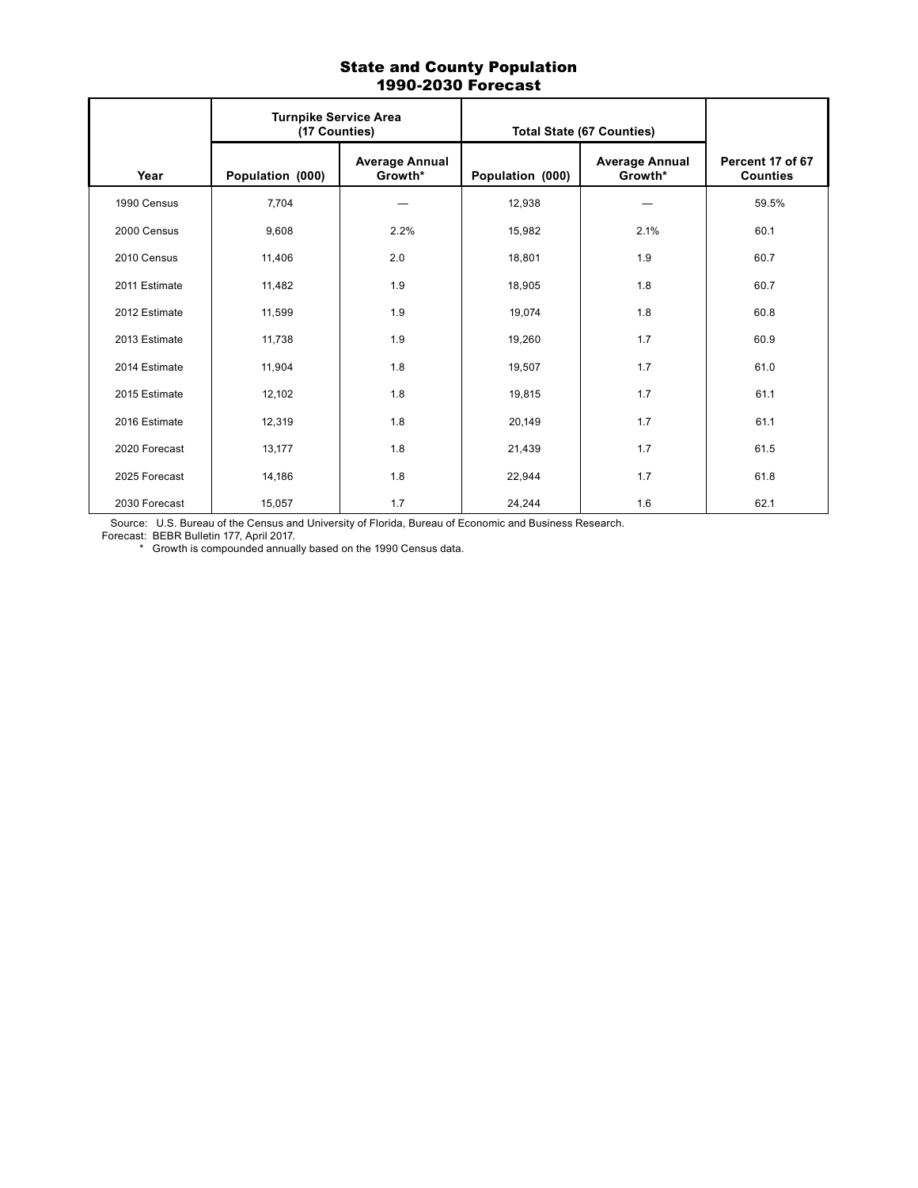## State and County Population
## 1990-2030 Forecast

| Year | Turnpike Service Area (17 Counties) | | Total State (67 Counties) | | Percent 17 of 67 Counties |
|---|---|---|---|---|---|
| | Population (000) | Average Annual Growth* | Population (000) | Average Annual Growth* | |
| 1990 Census | 7,704 | — | 12,938 | — | 59.5% |
| 2000 Census | 9,608 | 2.2% | 15,982 | 2.1% | 60.1 |
| 2010 Census | 11,406 | 2.0 | 18,801 | 1.9 | 60.7 |
| 2011 Estimate | 11,482 | 1.9 | 18,905 | 1.8 | 60.7 |
| 2012 Estimate | 11,599 | 1.9 | 19,074 | 1.8 | 60.8 |
| 2013 Estimate | 11,738 | 1.9 | 19,260 | 1.7 | 60.9 |
| 2014 Estimate | 11,904 | 1.8 | 19,507 | 1.7 | 61.0 |
| 2015 Estimate | 12,102 | 1.8 | 19,815 | 1.7 | 61.1 |
| 2016 Estimate | 12,319 | 1.8 | 20,149 | 1.7 | 61.1 |
| 2020 Forecast | 13,177 | 1.8 | 21,439 | 1.7 | 61.5 |
| 2025 Forecast | 14,186 | 1.8 | 22,944 | 1.7 | 61.8 |
| 2030 Forecast | 15,057 | 1.7 | 24,244 | 1.6 | 62.1 |

Source: U.S. Bureau of the Census and University of Florida, Bureau of Economic and Business Research.
Forecast: BEBR Bulletin 177, April 2017.
* Growth is compounded annually based on the 1990 Census data.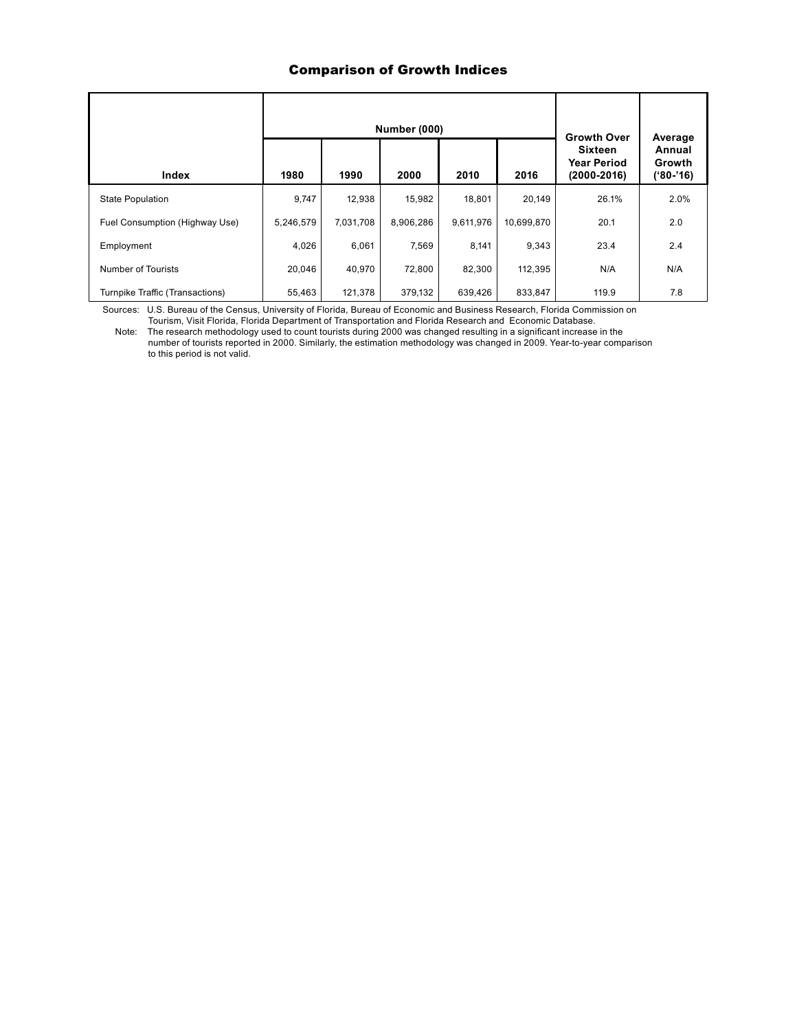## Comparison of Growth Indices

| Index | Number (000) | | | | | Growth Over Sixteen Year Period (2000-2016) | Average Annual Growth ('80-'16) |
|---|---|---|---|---|---|---|---|
| | 1980 | 1990 | 2000 | 2010 | 2016 | | |
| State Population | 9,747 | 12,938 | 15,982 | 18,801 | 20,149 | 26.1% | 2.0% |
| Fuel Consumption (Highway Use) | 5,246,579 | 7,031,708 | 8,906,286 | 9,611,976 | 10,699,870 | 20.1 | 2.0 |
| Employment | 4,026 | 6,061 | 7,569 | 8,141 | 9,343 | 23.4 | 2.4 |
| Number of Tourists | 20,046 | 40,970 | 72,800 | 82,300 | 112,395 | N/A | N/A |
| Turnpike Traffic (Transactions) | 55,463 | 121,378 | 379,132 | 639,426 | 833,847 | 119.9 | 7.8 |

Sources: U.S. Bureau of the Census, University of Florida, Bureau of Economic and Business Research, Florida Commission on Tourism, Visit Florida, Florida Department of Transportation and Florida Research and Economic Database.

Note: The research methodology used to count tourists during 2000 was changed resulting in a significant increase in the number of tourists reported in 2000. Similarly, the estimation methodology was changed in 2009. Year-to-year comparison to this period is not valid.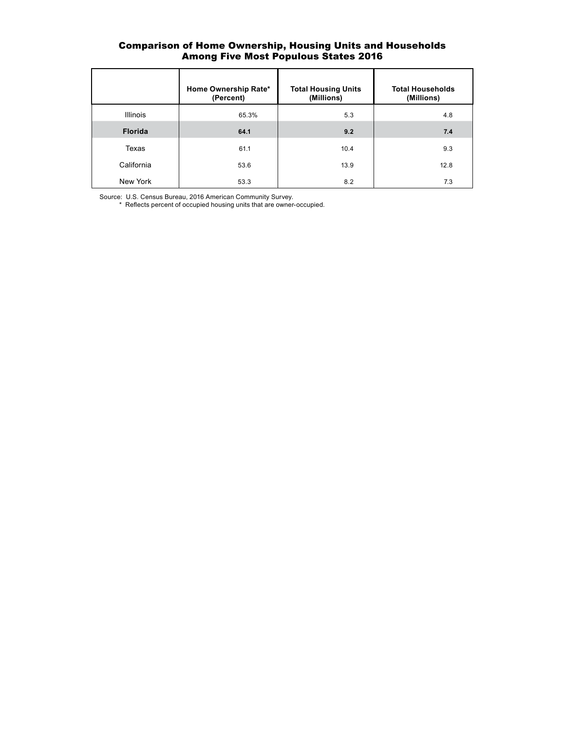## Comparison of Home Ownership, Housing Units and Households Among Five Most Populous States 2016

| | Home Ownership Rate* (Percent) | Total Housing Units (Millions) | Total Households (Millions) |
|---|---|---|---|
| Illinois | 65.3% | 5.3 | 4.8 |
| **Florida** | **64.1** | **9.2** | **7.4** |
| Texas | 61.1 | 10.4 | 9.3 |
| California | 53.6 | 13.9 | 12.8 |
| New York | 53.3 | 8.2 | 7.3 |

Source: U.S. Census Bureau, 2016 American Community Survey.
\* Reflects percent of occupied housing units that are owner-occupied.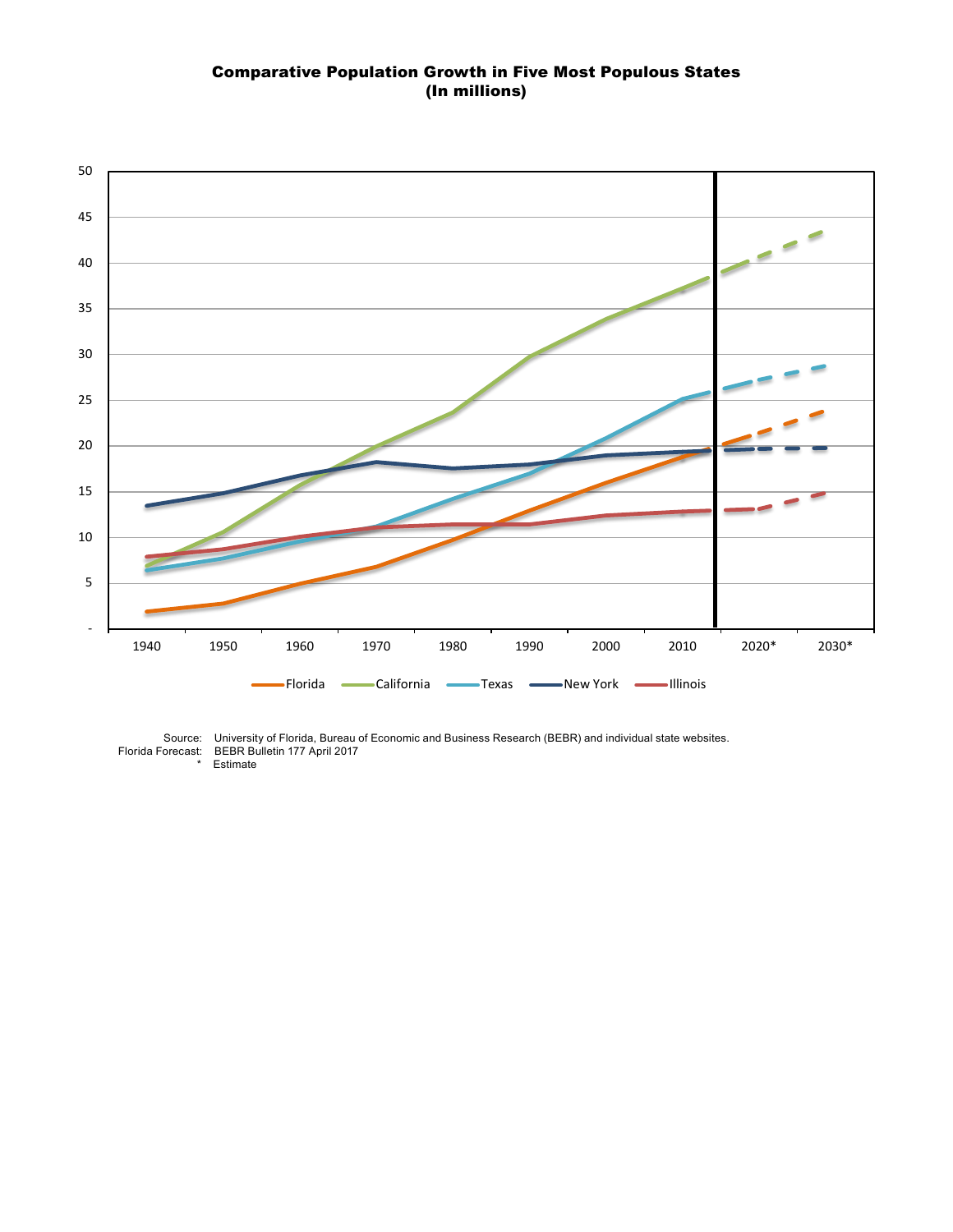## Comparative Population Growth in Five Most Populous States
## (In millions)

Source: University of Florida, Bureau of Economic and Business Research (BEBR) and individual state websites.
Florida Forecast: BEBR Bulletin 177 April 2017
* Estimate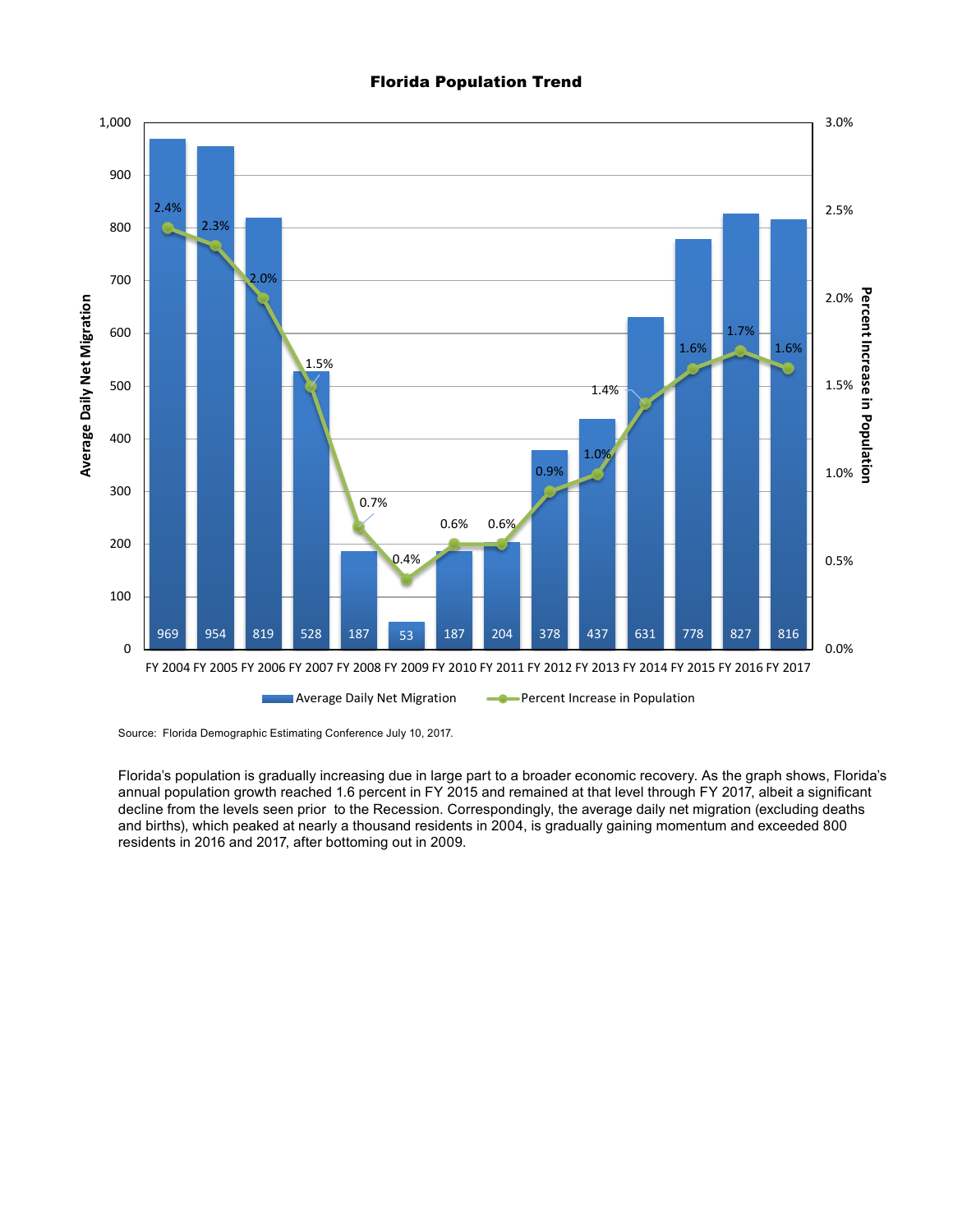## Florida Population Trend

| Fiscal Year | Average Daily Net Migration | Percent Increase in Population |
|---|---|---|
| FY 2004 | 969 | 2.4% |
| FY 2005 | 954 | 2.3% |
| FY 2006 | 819 | 2.0% |
| FY 2007 | 528 | 1.5% |
| FY 2008 | 187 | 0.7% |
| FY 2009 | 53 | 0.4% |
| FY 2010 | 187 | 0.6% |
| FY 2011 | 204 | 0.6% |
| FY 2012 | 378 | 0.9% |
| FY 2013 | 437 | 1.0% |
| FY 2014 | 631 | 1.4% |
| FY 2015 | 778 | 1.6% |
| FY 2016 | 827 | 1.7% |
| FY 2017 | 816 | 1.6% |

Source: Florida Demographic Estimating Conference July 10, 2017.

Florida's population is gradually increasing due in large part to a broader economic recovery. As the graph shows, Florida's annual population growth reached 1.6 percent in FY 2015 and remained at that level through FY 2017, albeit a significant decline from the levels seen prior to the Recession. Correspondingly, the average daily net migration (excluding deaths and births), which peaked at nearly a thousand residents in 2004, is gradually gaining momentum and exceeded 800 residents in 2016 and 2017, after bottoming out in 2009.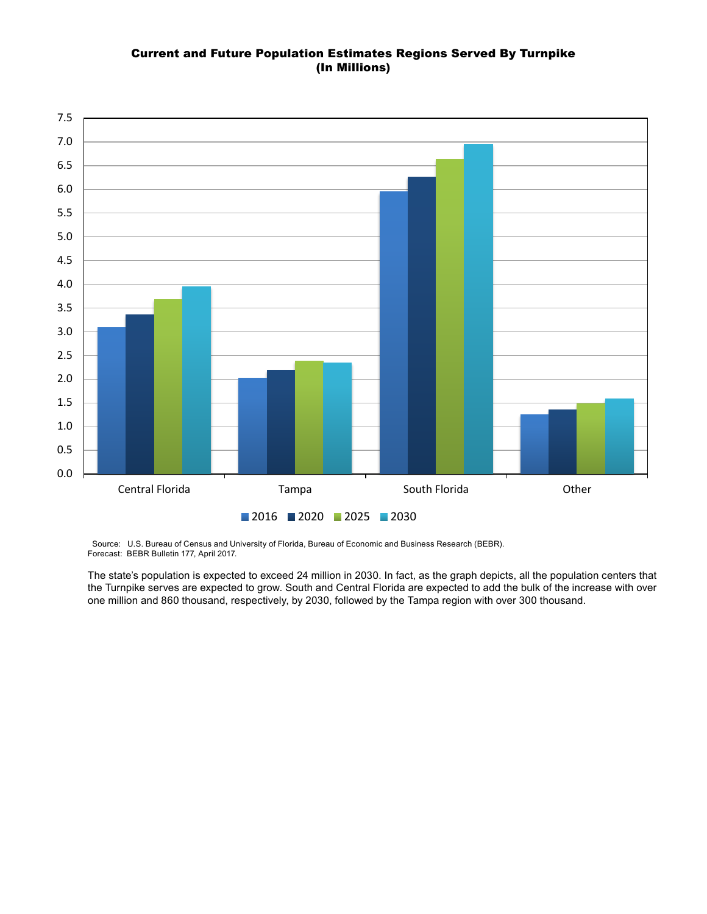**Current and Future Population Estimates Regions Served By Turnpike**
**(In Millions)**

Source: U.S. Bureau of Census and University of Florida, Bureau of Economic and Business Research (BEBR).
Forecast: BEBR Bulletin 177, April 2017.

The state's population is expected to exceed 24 million in 2030. In fact, as the graph depicts, all the population centers that the Turnpike serves are expected to grow. South and Central Florida are expected to add the bulk of the increase with over one million and 860 thousand, respectively, by 2030, followed by the Tampa region with over 300 thousand.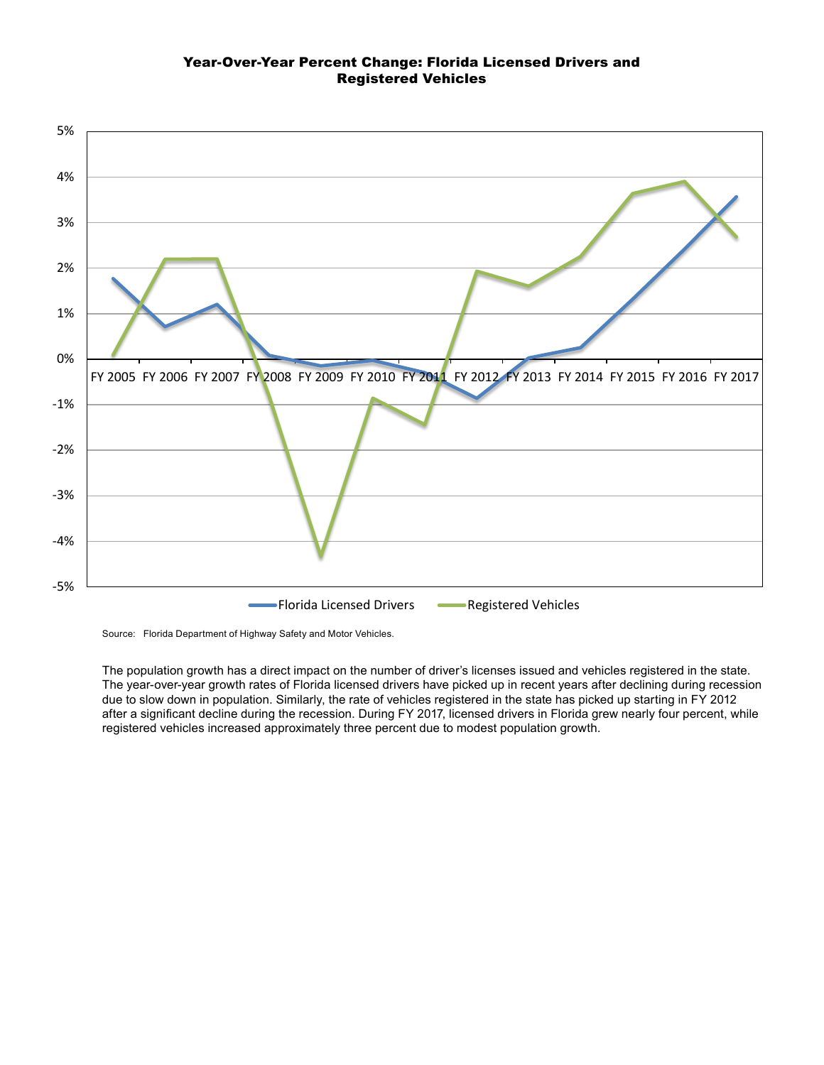### Year-Over-Year Percent Change: Florida Licensed Drivers and Registered Vehicles

Source: Florida Department of Highway Safety and Motor Vehicles.

The population growth has a direct impact on the number of driver's licenses issued and vehicles registered in the state. The year-over-year growth rates of Florida licensed drivers have picked up in recent years after declining during recession due to slow down in population. Similarly, the rate of vehicles registered in the state has picked up starting in FY 2012 after a significant decline during the recession. During FY 2017, licensed drivers in Florida grew nearly four percent, while registered vehicles increased approximately three percent due to modest population growth.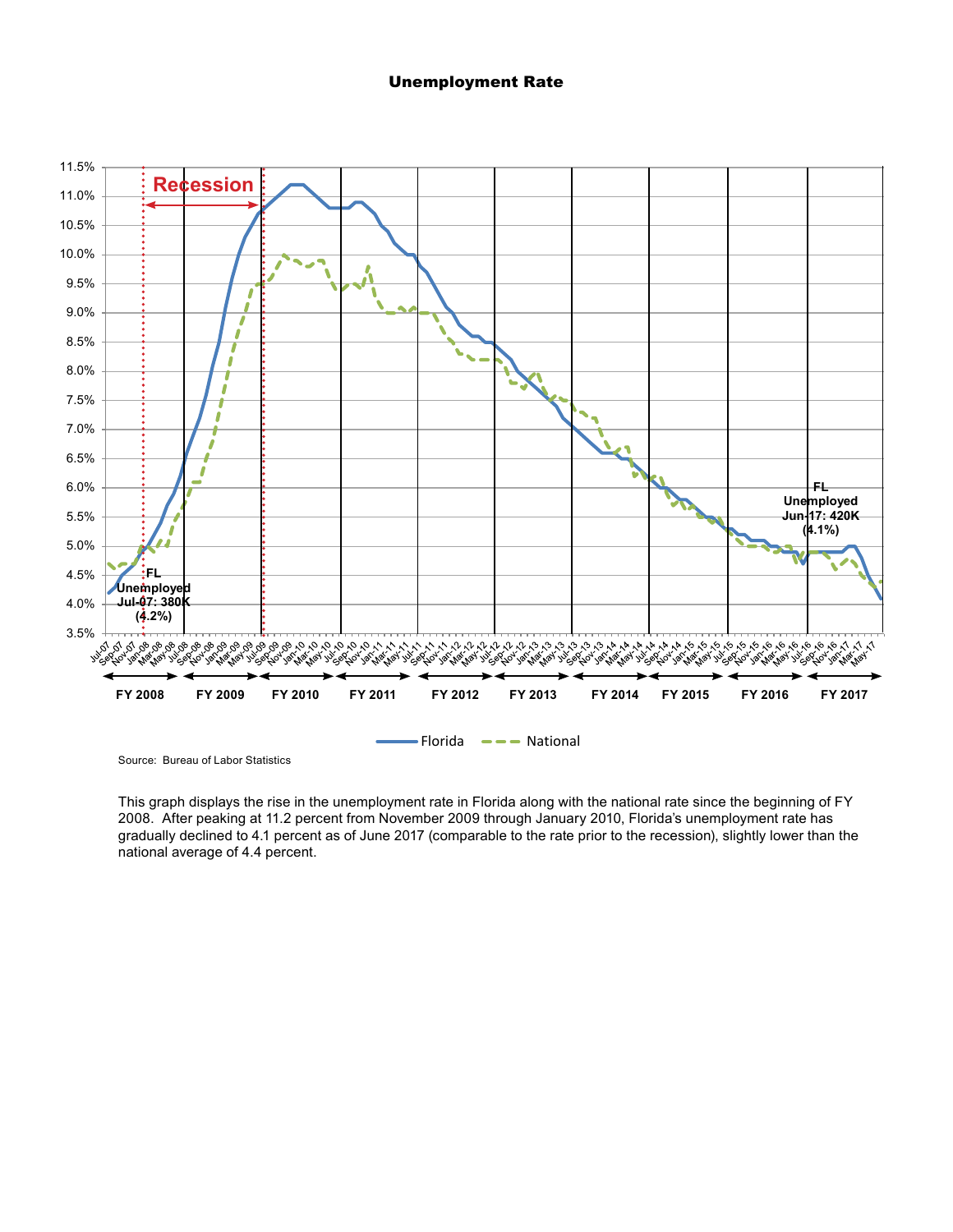# Unemployment Rate

Source: Bureau of Labor Statistics

This graph displays the rise in the unemployment rate in Florida along with the national rate since the beginning of FY 2008. After peaking at 11.2 percent from November 2009 through January 2010, Florida's unemployment rate has gradually declined to 4.1 percent as of June 2017 (comparable to the rate prior to the recession), slightly lower than the national average of 4.4 percent.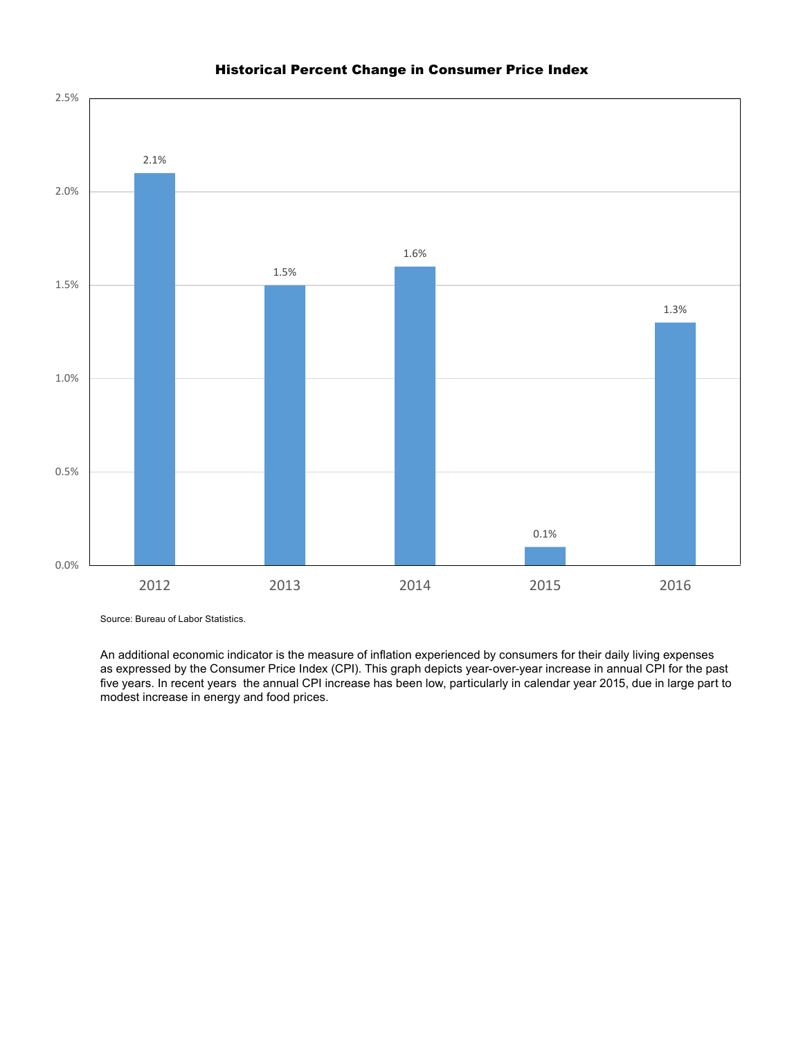## Historical Percent Change in Consumer Price Index

| Year | Percent Change |
| --- | --- |
| 2012 | 2.1% |
| 2013 | 1.5% |
| 2014 | 1.6% |
| 2015 | 0.1% |
| 2016 | 1.3% |

Source: Bureau of Labor Statistics.

An additional economic indicator is the measure of inflation experienced by consumers for their daily living expenses as expressed by the Consumer Price Index (CPI). This graph depicts year-over-year increase in annual CPI for the past five years. In recent years the annual CPI increase has been low, particularly in calendar year 2015, due in large part to modest increase in energy and food prices.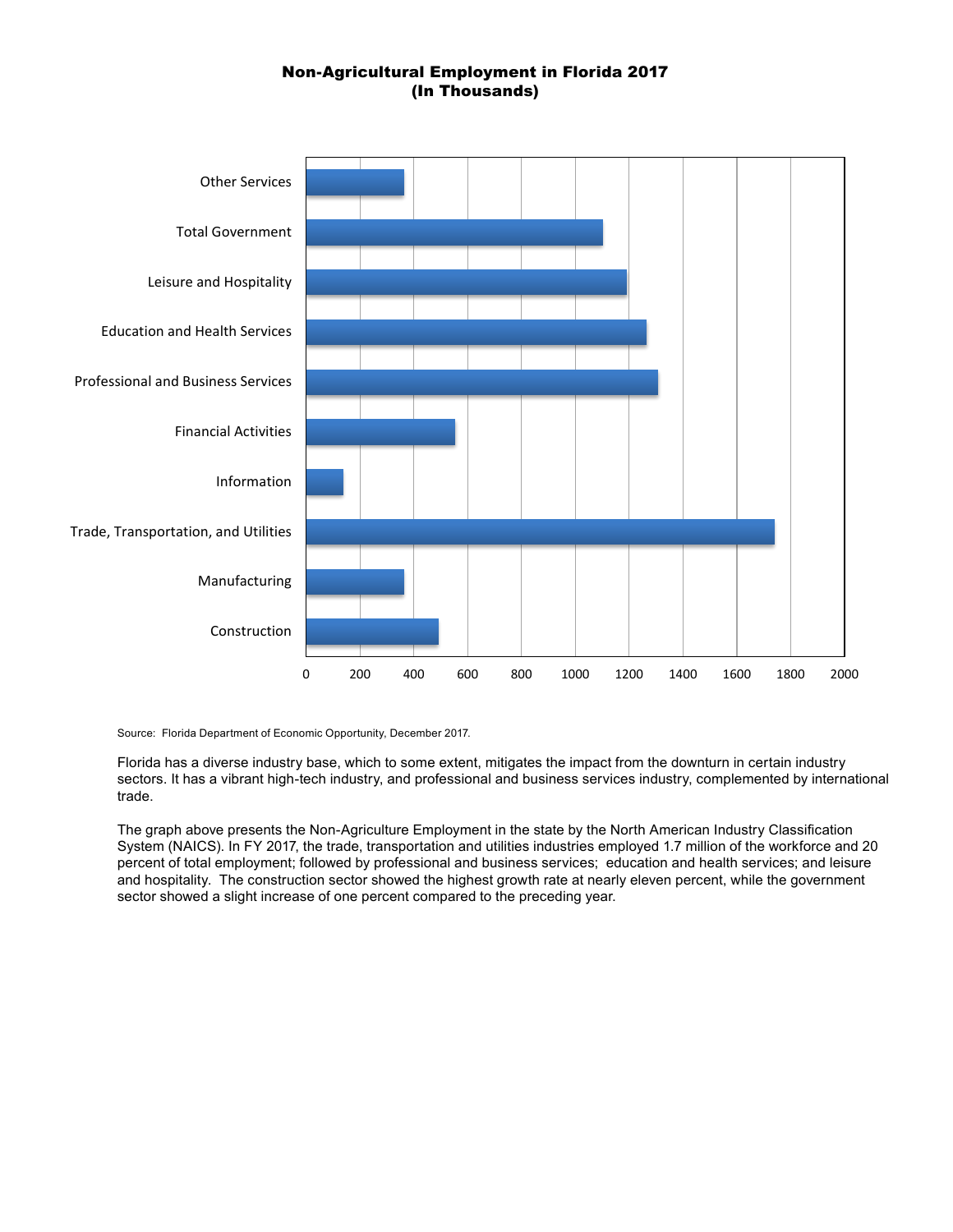**Non-Agricultural Employment in Florida 2017**
**(In Thousands)**

Source: Florida Department of Economic Opportunity, December 2017.

Florida has a diverse industry base, which to some extent, mitigates the impact from the downturn in certain industry sectors. It has a vibrant high-tech industry, and professional and business services industry, complemented by international trade.

The graph above presents the Non-Agriculture Employment in the state by the North American Industry Classification System (NAICS). In FY 2017, the trade, transportation and utilities industries employed 1.7 million of the workforce and 20 percent of total employment; followed by professional and business services; education and health services; and leisure and hospitality. The construction sector showed the highest growth rate at nearly eleven percent, while the government sector showed a slight increase of one percent compared to the preceding year.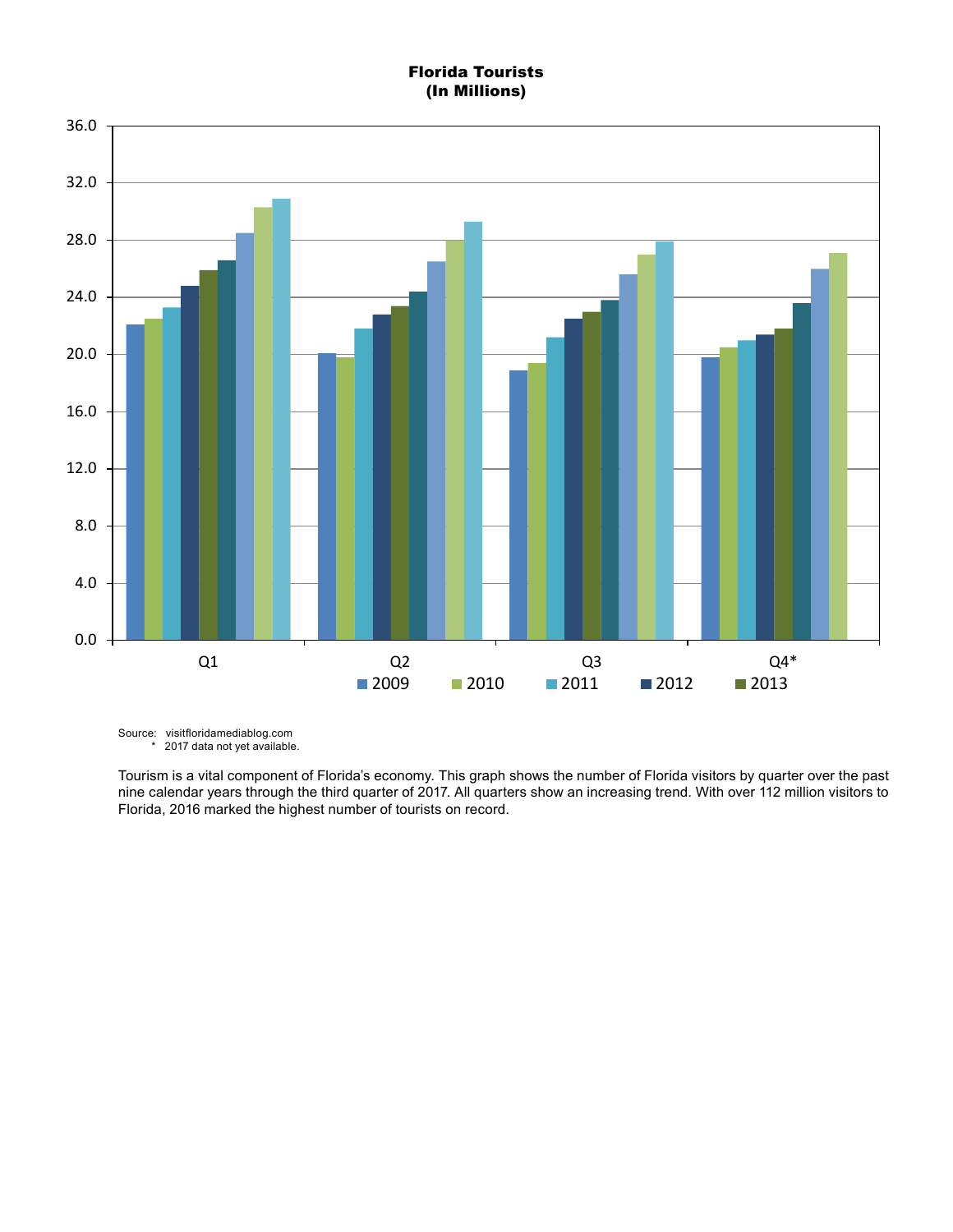**Florida Tourists**
**(In Millions)**

Source: visitfloridamediablog.com
\* 2017 data not yet available.

Tourism is a vital component of Florida's economy. This graph shows the number of Florida visitors by quarter over the past nine calendar years through the third quarter of 2017. All quarters show an increasing trend. With over 112 million visitors to Florida, 2016 marked the highest number of tourists on record.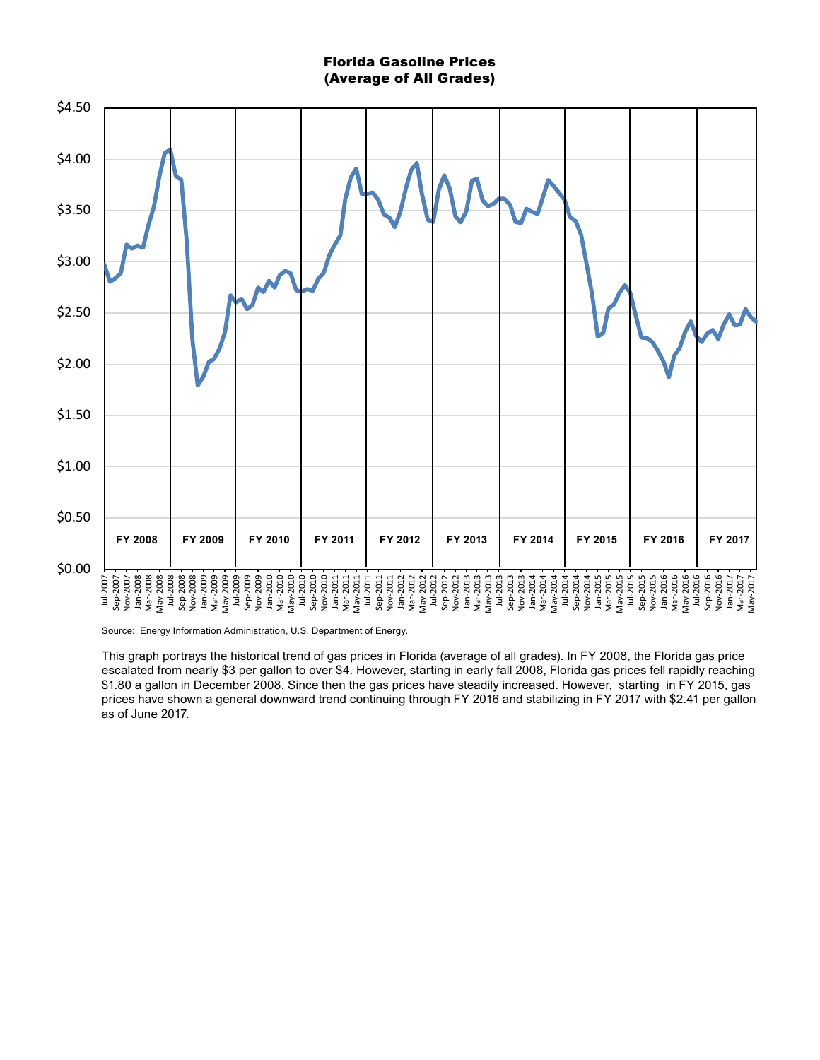**Florida Gasoline Prices**
**(Average of All Grades)**

Source: Energy Information Administration, U.S. Department of Energy.

This graph portrays the historical trend of gas prices in Florida (average of all grades). In FY 2008, the Florida gas price escalated from nearly $3 per gallon to over $4. However, starting in early fall 2008, Florida gas prices fell rapidly reaching $1.80 a gallon in December 2008. Since then the gas prices have steadily increased. However, starting in FY 2015, gas prices have shown a general downward trend continuing through FY 2016 and stabilizing in FY 2017 with $2.41 per gallon as of June 2017.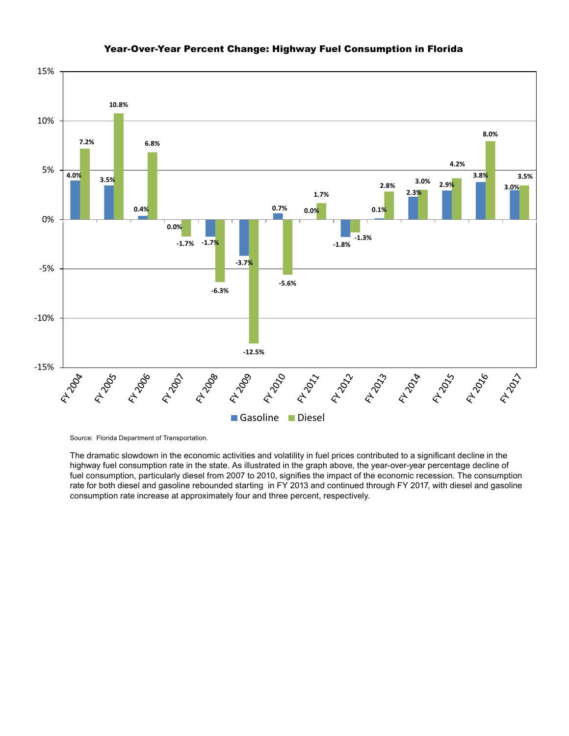### Year-Over-Year Percent Change: Highway Fuel Consumption in Florida

15%
10%
5%
0%
-5%
-10%
-15%

FY 2004: 4.0% 7.2%
FY 2005: 3.5% 10.8%
FY 2006: 0.4% 6.8%
FY 2007: 0.0% -1.7%
FY 2008: -1.7% -6.3%
FY 2009: -3.7% -12.5%
FY 2010: 0.7% -5.6%
FY 2011: 0.0% 1.7%
FY 2012: -1.8% -1.3%
FY 2013: 0.1% 2.8%
FY 2014: 2.3% 3.0%
FY 2015: 2.9% 4.2%
FY 2016: 3.8% 8.0%
FY 2017: 3.0% 3.5%

Gasoline Diesel

Source: Florida Department of Transportation.

The dramatic slowdown in the economic activities and volatility in fuel prices contributed to a significant decline in the highway fuel consumption rate in the state. As illustrated in the graph above, the year-over-year percentage decline of fuel consumption, particularly diesel from 2007 to 2010, signifies the impact of the economic recession. The consumption rate for both diesel and gasoline rebounded starting in FY 2013 and continued through FY 2017, with diesel and gasoline consumption rate increase at approximately four and three percent, respectively.